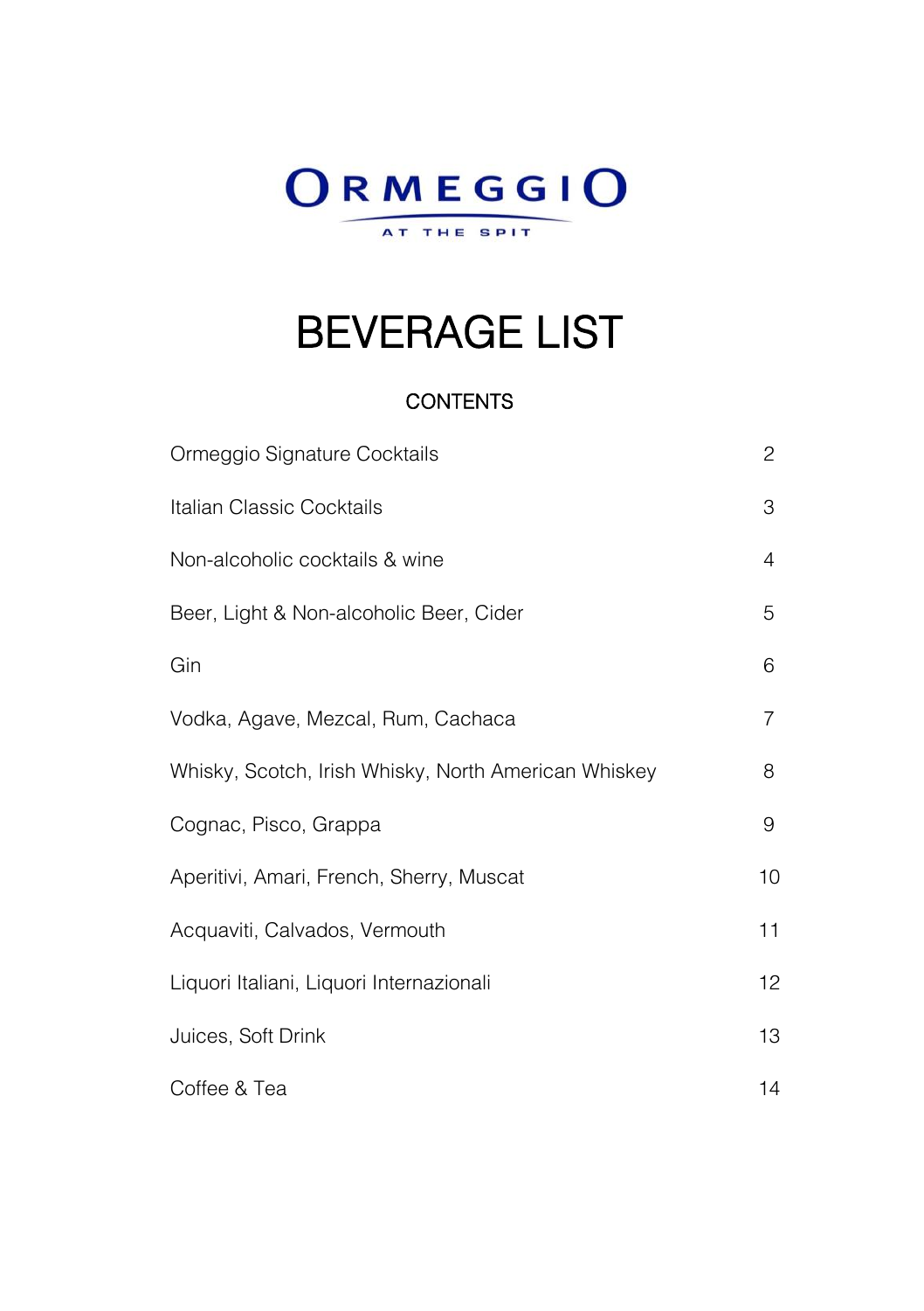# ORMEGGIO

AT THE SPIT

# BEVERAGE LIST

## CONTENTS

| | |
|---|---|
| Ormeggio Signature Cocktails | 2 |
| Italian Classic Cocktails | 3 |
| Non-alcoholic cocktails & wine | 4 |
| Beer, Light & Non-alcoholic Beer, Cider | 5 |
| Gin | 6 |
| Vodka, Agave, Mezcal, Rum, Cachaca | 7 |
| Whisky, Scotch, Irish Whisky, North American Whiskey | 8 |
| Cognac, Pisco, Grappa | 9 |
| Aperitivi, Amari, French, Sherry, Muscat | 10 |
| Acquaviti, Calvados, Vermouth | 11 |
| Liquori Italiani, Liquori Internazionali | 12 |
| Juices, Soft Drink | 13 |
| Coffee & Tea | 14 |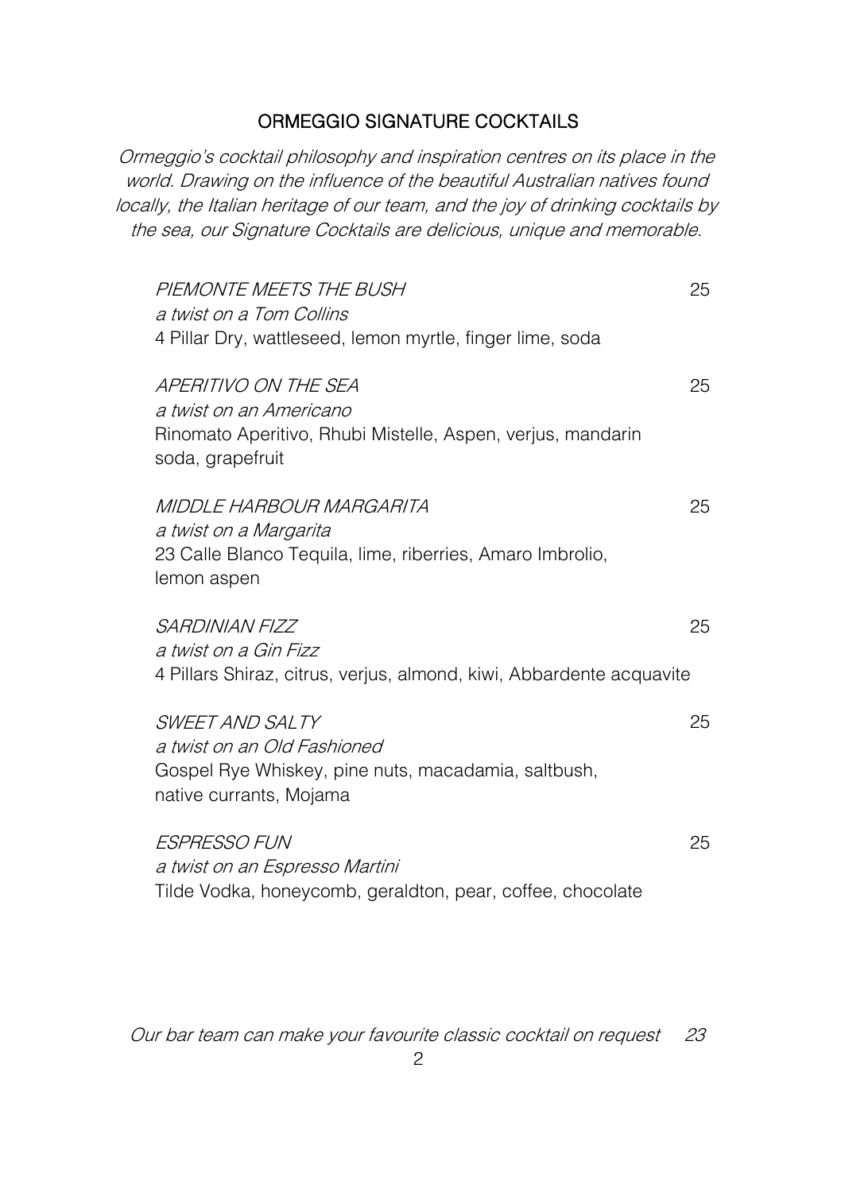## ORMEGGIO SIGNATURE COCKTAILS

*Ormeggio's cocktail philosophy and inspiration centres on its place in the world. Drawing on the influence of the beautiful Australian natives found locally, the Italian heritage of our team, and the joy of drinking cocktails by the sea, our Signature Cocktails are delicious, unique and memorable.*

*PIEMONTE MEETS THE BUSH* 25
*a twist on a Tom Collins*
4 Pillar Dry, wattleseed, lemon myrtle, finger lime, soda

*APERITIVO ON THE SEA* 25
*a twist on an Americano*
Rinomato Aperitivo, Rhubi Mistelle, Aspen, verjus, mandarin soda, grapefruit

*MIDDLE HARBOUR MARGARITA* 25
*a twist on a Margarita*
23 Calle Blanco Tequila, lime, riberries, Amaro Imbrolio, lemon aspen

*SARDINIAN FIZZ* 25
*a twist on a Gin Fizz*
4 Pillars Shiraz, citrus, verjus, almond, kiwi, Abbardente acquavite

*SWEET AND SALTY* 25
*a twist on an Old Fashioned*
Gospel Rye Whiskey, pine nuts, macadamia, saltbush, native currants, Mojama

*ESPRESSO FUN* 25
*a twist on an Espresso Martini*
Tilde Vodka, honeycomb, geraldton, pear, coffee, chocolate

*Our bar team can make your favourite classic cocktail on request 23*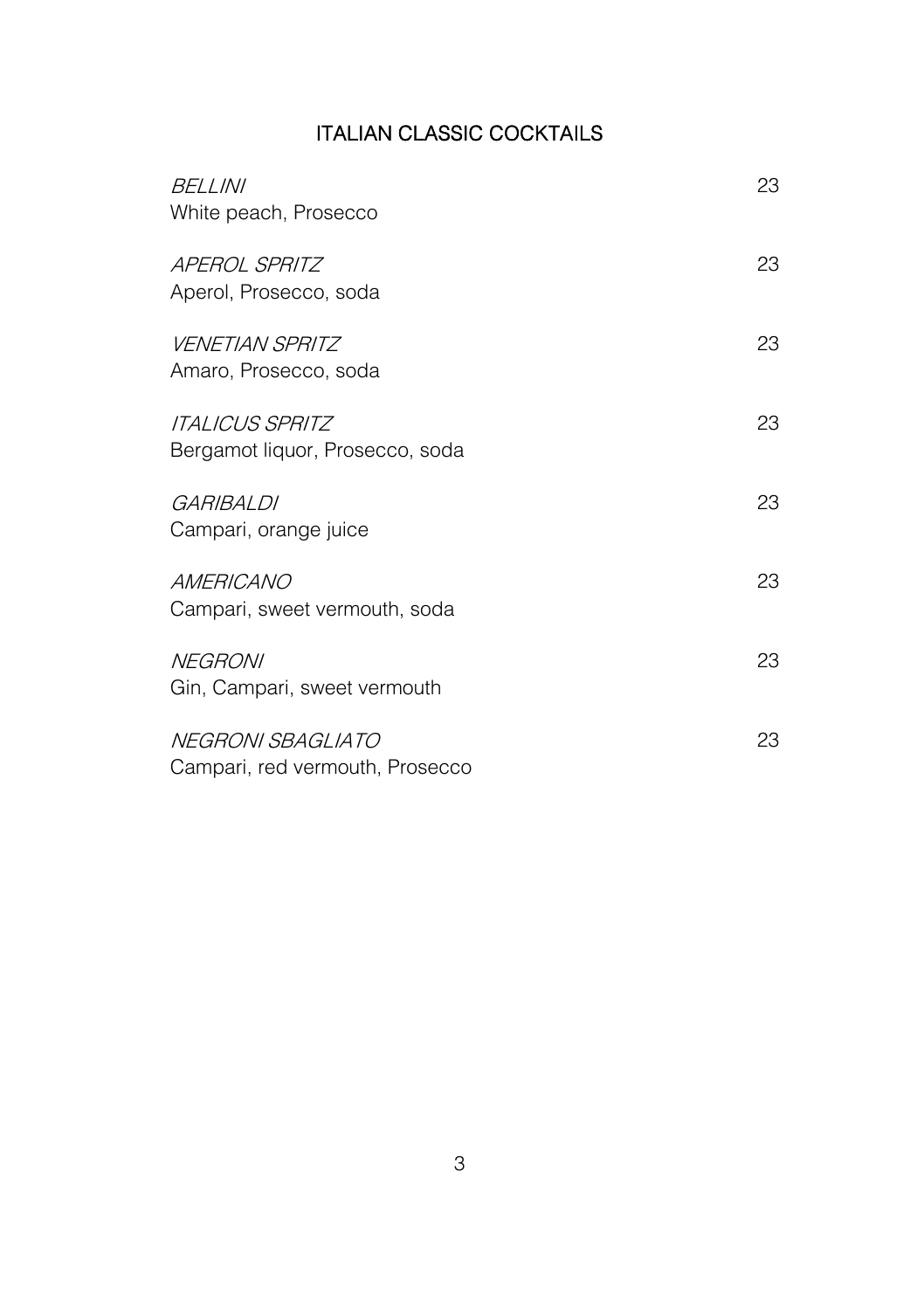## ITALIAN CLASSIC COCKTAILS

*BELLINI* 23
White peach, Prosecco

*APEROL SPRITZ* 23
Aperol, Prosecco, soda

*VENETIAN SPRITZ* 23
Amaro, Prosecco, soda

*ITALICUS SPRITZ* 23
Bergamot liquor, Prosecco, soda

*GARIBALDI* 23
Campari, orange juice

*AMERICANO* 23
Campari, sweet vermouth, soda

*NEGRONI* 23
Gin, Campari, sweet vermouth

*NEGRONI SBAGLIATO* 23
Campari, red vermouth, Prosecco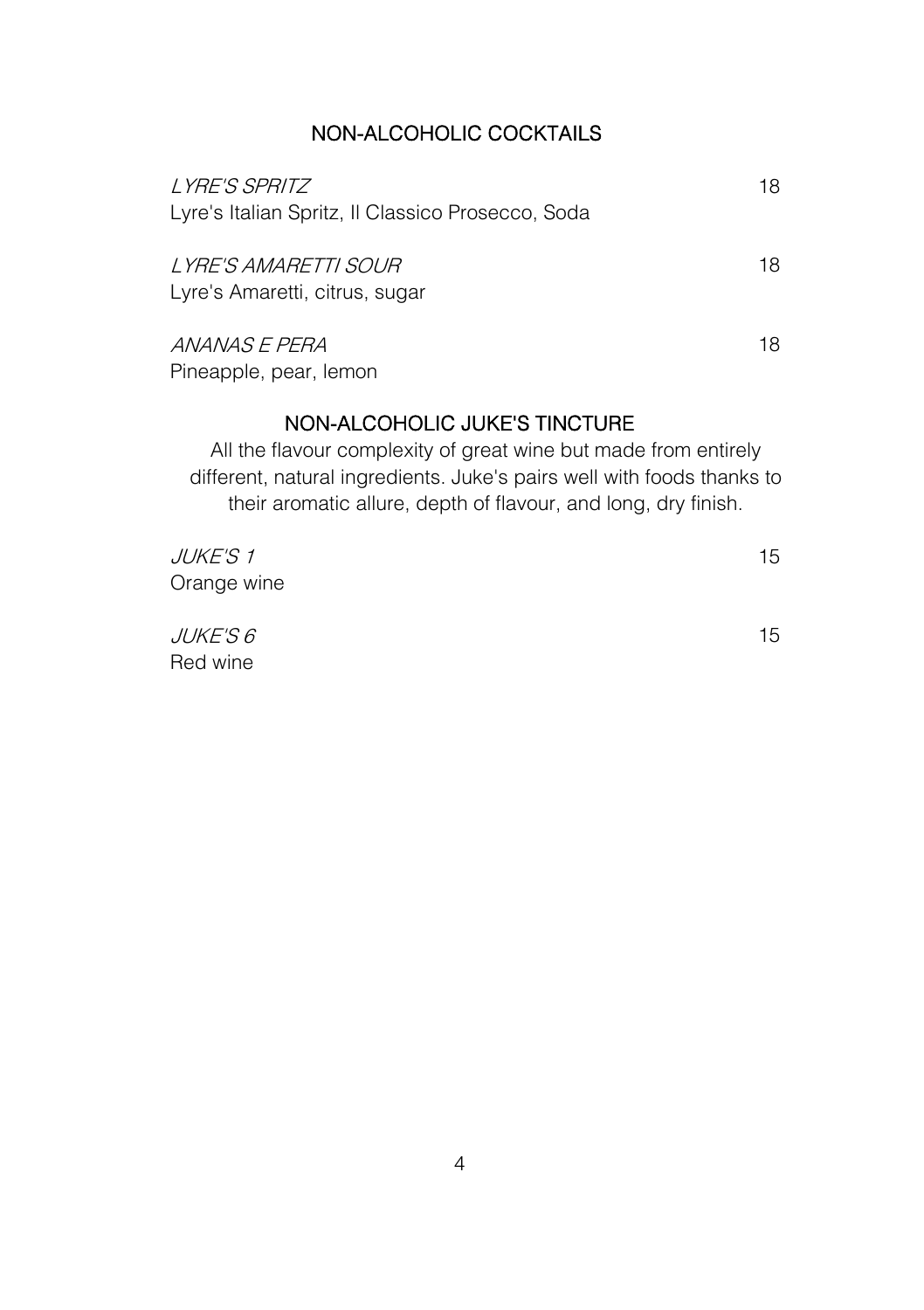## NON-ALCOHOLIC COCKTAILS

*LYRE'S SPRITZ* 18
Lyre's Italian Spritz, Il Classico Prosecco, Soda

*LYRE'S AMARETTI SOUR* 18
Lyre's Amaretti, citrus, sugar

*ANANAS E PERA* 18
Pineapple, pear, lemon

## NON-ALCOHOLIC JUKE'S TINCTURE

All the flavour complexity of great wine but made from entirely different, natural ingredients. Juke's pairs well with foods thanks to their aromatic allure, depth of flavour, and long, dry finish.

*JUKE'S 1* 15
Orange wine

*JUKE'S 6* 15
Red wine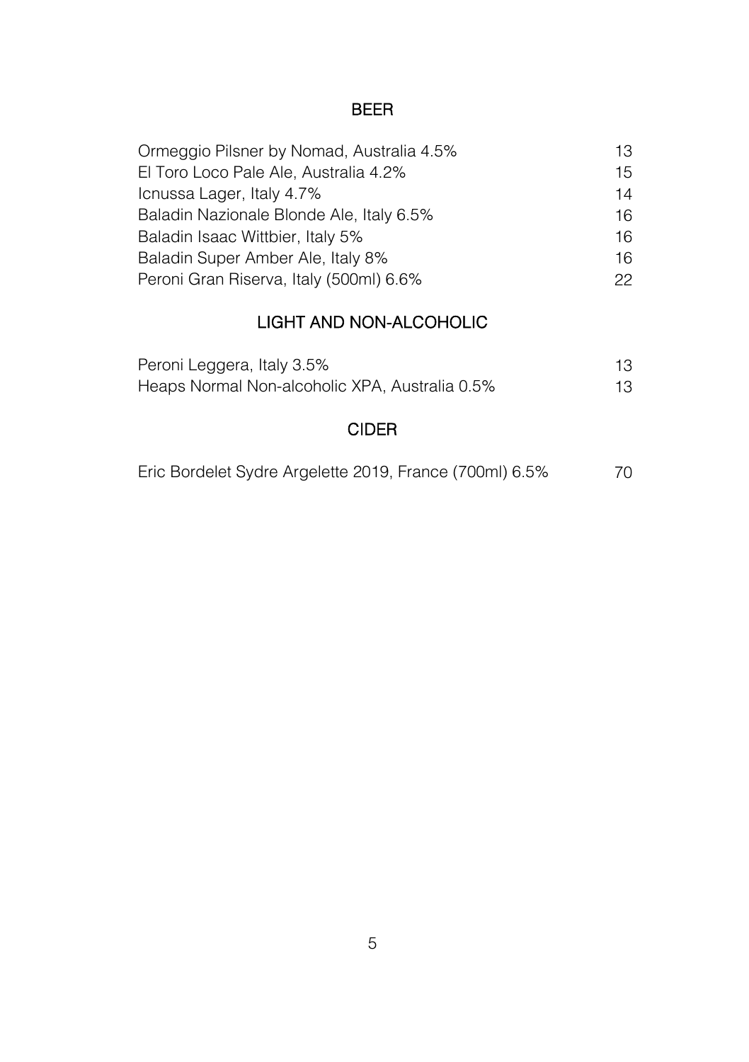## BEER

| | |
|---|---|
| Ormeggio Pilsner by Nomad, Australia 4.5% | 13 |
| El Toro Loco Pale Ale, Australia 4.2% | 15 |
| Icnussa Lager, Italy 4.7% | 14 |
| Baladin Nazionale Blonde Ale, Italy 6.5% | 16 |
| Baladin Isaac Wittbier, Italy 5% | 16 |
| Baladin Super Amber Ale, Italy 8% | 16 |
| Peroni Gran Riserva, Italy (500ml) 6.6% | 22 |

## LIGHT AND NON-ALCOHOLIC

| | |
|---|---|
| Peroni Leggera, Italy 3.5% | 13 |
| Heaps Normal Non-alcoholic XPA, Australia 0.5% | 13 |

## CIDER

| | |
|---|---|
| Eric Bordelet Sydre Argelette 2019, France (700ml) 6.5% | 70 |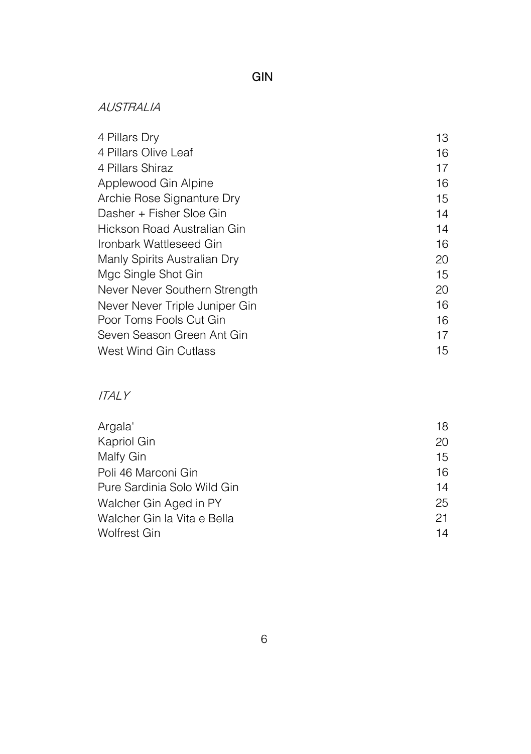# GIN

*AUSTRALIA*

| | |
|---|---|
| 4 Pillars Dry | 13 |
| 4 Pillars Olive Leaf | 16 |
| 4 Pillars Shiraz | 17 |
| Applewood Gin Alpine | 16 |
| Archie Rose Signanture Dry | 15 |
| Dasher + Fisher Sloe Gin | 14 |
| Hickson Road Australian Gin | 14 |
| Ironbark Wattleseed Gin | 16 |
| Manly Spirits Australian Dry | 20 |
| Mgc Single Shot Gin | 15 |
| Never Never Southern Strength | 20 |
| Never Never Triple Juniper Gin | 16 |
| Poor Toms Fools Cut Gin | 16 |
| Seven Season Green Ant Gin | 17 |
| West Wind Gin Cutlass | 15 |

*ITALY*

| | |
|---|---|
| Argala' | 18 |
| Kapriol Gin | 20 |
| Malfy Gin | 15 |
| Poli 46 Marconi Gin | 16 |
| Pure Sardinia Solo Wild Gin | 14 |
| Walcher Gin Aged in PY | 25 |
| Walcher Gin la Vita e Bella | 21 |
| Wolfrest Gin | 14 |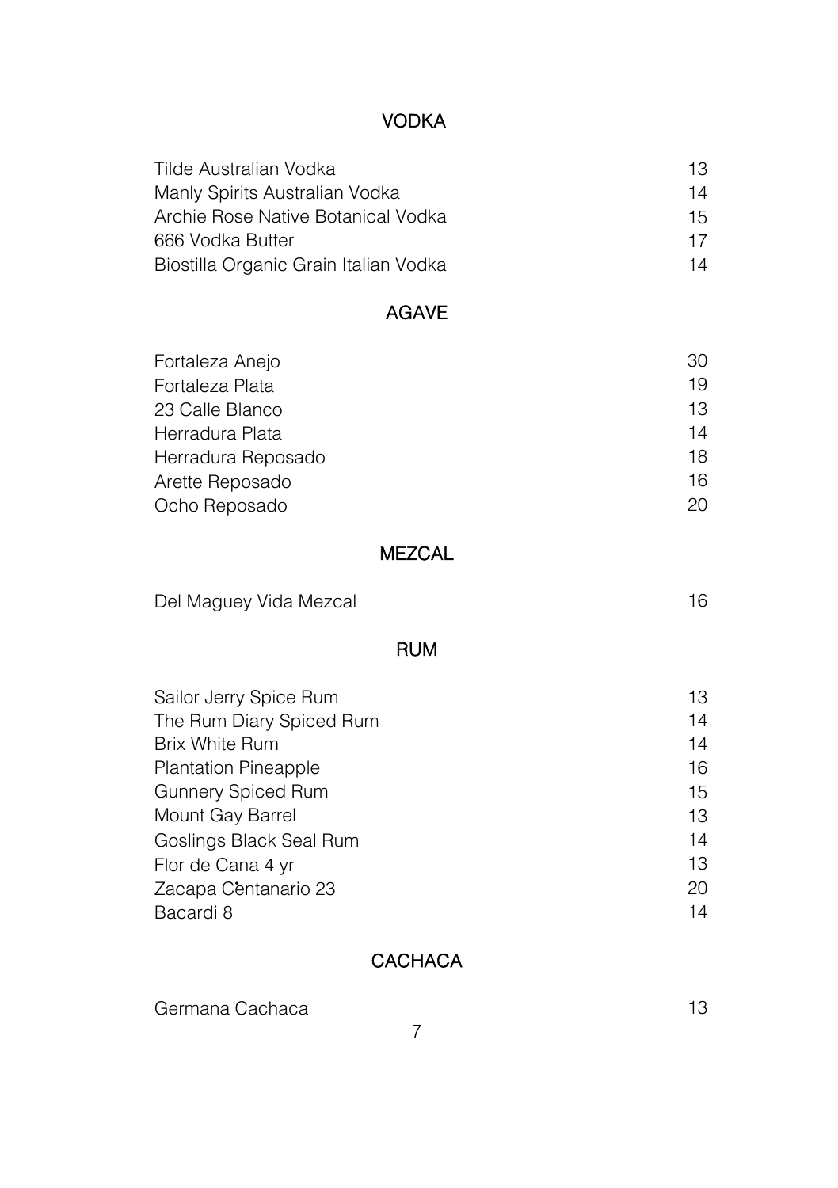## VODKA

| | |
|---|---|
| Tilde Australian Vodka | 13 |
| Manly Spirits Australian Vodka | 14 |
| Archie Rose Native Botanical Vodka | 15 |
| 666 Vodka Butter | 17 |
| Biostilla Organic Grain Italian Vodka | 14 |

## AGAVE

| | |
|---|---|
| Fortaleza Anejo | 30 |
| Fortaleza Plata | 19 |
| 23 Calle Blanco | 13 |
| Herradura Plata | 14 |
| Herradura Reposado | 18 |
| Arette Reposado | 16 |
| Ocho Reposado | 20 |

## MEZCAL

| | |
|---|---|
| Del Maguey Vida Mezcal | 16 |

## RUM

| | |
|---|---|
| Sailor Jerry Spice Rum | 13 |
| The Rum Diary Spiced Rum | 14 |
| Brix White Rum | 14 |
| Plantation Pineapple | 16 |
| Gunnery Spiced Rum | 15 |
| Mount Gay Barrel | 13 |
| Goslings Black Seal Rum | 14 |
| Flor de Cana 4 yr | 13 |
| Zacapa Centanario 23 | 20 |
| Bacardi 8 | 14 |

## CACHACA

| | |
|---|---|
| Germana Cachaca | 13 |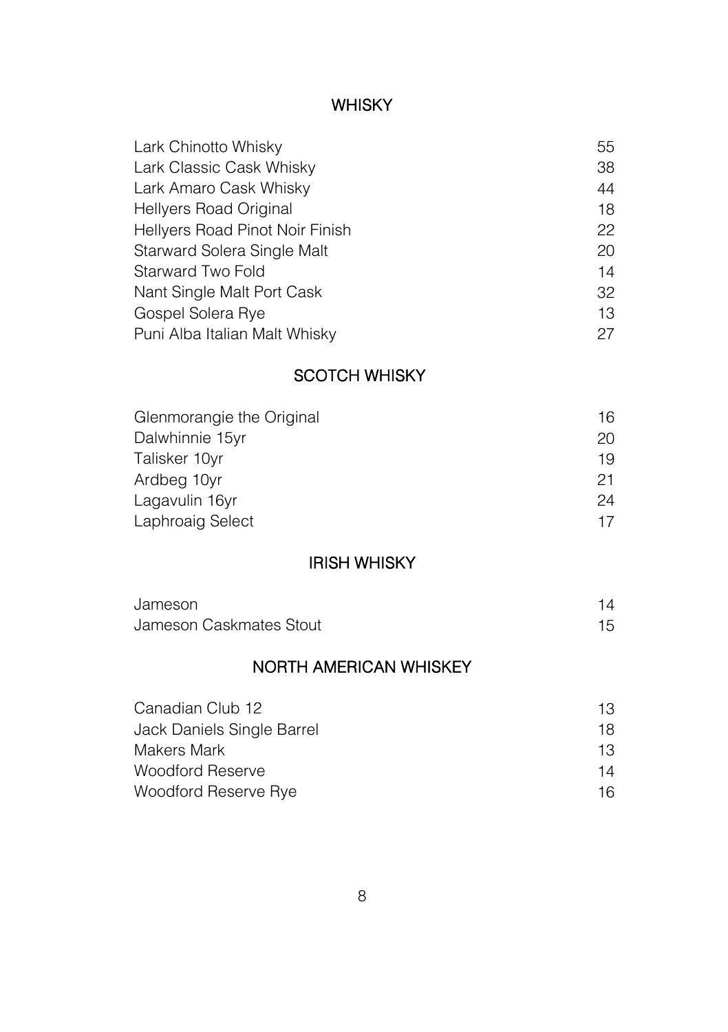## WHISKY

| | |
|---|---|
| Lark Chinotto Whisky | 55 |
| Lark Classic Cask Whisky | 38 |
| Lark Amaro Cask Whisky | 44 |
| Hellyers Road Original | 18 |
| Hellyers Road Pinot Noir Finish | 22 |
| Starward Solera Single Malt | 20 |
| Starward Two Fold | 14 |
| Nant Single Malt Port Cask | 32 |
| Gospel Solera Rye | 13 |
| Puni Alba Italian Malt Whisky | 27 |

## SCOTCH WHISKY

| | |
|---|---|
| Glenmorangie the Original | 16 |
| Dalwhinnie 15yr | 20 |
| Talisker 10yr | 19 |
| Ardbeg 10yr | 21 |
| Lagavulin 16yr | 24 |
| Laphroaig Select | 17 |

## IRISH WHISKY

| | |
|---|---|
| Jameson | 14 |
| Jameson Caskmates Stout | 15 |

## NORTH AMERICAN WHISKEY

| | |
|---|---|
| Canadian Club 12 | 13 |
| Jack Daniels Single Barrel | 18 |
| Makers Mark | 13 |
| Woodford Reserve | 14 |
| Woodford Reserve Rye | 16 |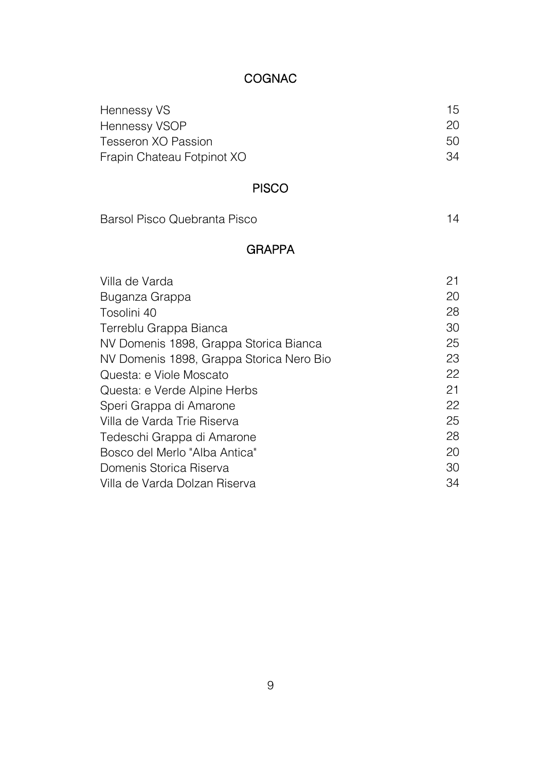## COGNAC

| | |
|---|---|
| Hennessy VS | 15 |
| Hennessy VSOP | 20 |
| Tesseron XO Passion | 50 |
| Frapin Chateau Fotpinot XO | 34 |

## PISCO

| | |
|---|---|
| Barsol Pisco Quebranta Pisco | 14 |

## GRAPPA

| | |
|---|---|
| Villa de Varda | 21 |
| Buganza Grappa | 20 |
| Tosolini 40 | 28 |
| Terreblu Grappa Bianca | 30 |
| NV Domenis 1898, Grappa Storica Bianca | 25 |
| NV Domenis 1898, Grappa Storica Nero Bio | 23 |
| Questa: e Viole Moscato | 22 |
| Questa: e Verde Alpine Herbs | 21 |
| Speri Grappa di Amarone | 22 |
| Villa de Varda Trie Riserva | 25 |
| Tedeschi Grappa di Amarone | 28 |
| Bosco del Merlo "Alba Antica" | 20 |
| Domenis Storica Riserva | 30 |
| Villa de Varda Dolzan Riserva | 34 |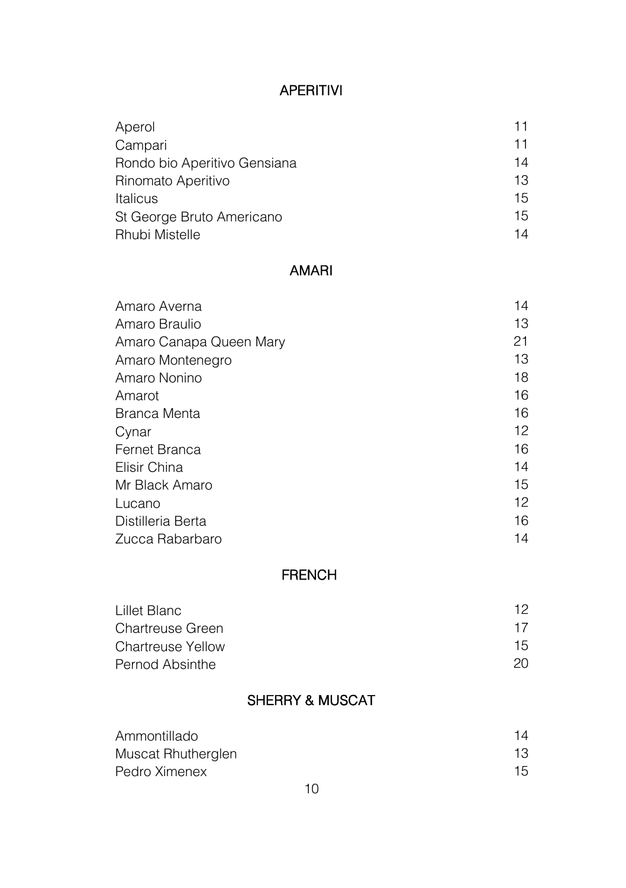## APERITIVI

| | |
|---|---|
| Aperol | 11 |
| Campari | 11 |
| Rondo bio Aperitivo Gensiana | 14 |
| Rinomato Aperitivo | 13 |
| Italicus | 15 |
| St George Bruto Americano | 15 |
| Rhubi Mistelle | 14 |

## AMARI

| | |
|---|---|
| Amaro Averna | 14 |
| Amaro Braulio | 13 |
| Amaro Canapa Queen Mary | 21 |
| Amaro Montenegro | 13 |
| Amaro Nonino | 18 |
| Amarot | 16 |
| Branca Menta | 16 |
| Cynar | 12 |
| Fernet Branca | 16 |
| Elisir China | 14 |
| Mr Black Amaro | 15 |
| Lucano | 12 |
| Distilleria Berta | 16 |
| Zucca Rabarbaro | 14 |

## FRENCH

| | |
|---|---|
| Lillet Blanc | 12 |
| Chartreuse Green | 17 |
| Chartreuse Yellow | 15 |
| Pernod Absinthe | 20 |

## SHERRY & MUSCAT

| | |
|---|---|
| Ammontillado | 14 |
| Muscat Rhutherglen | 13 |
| Pedro Ximenex | 15 |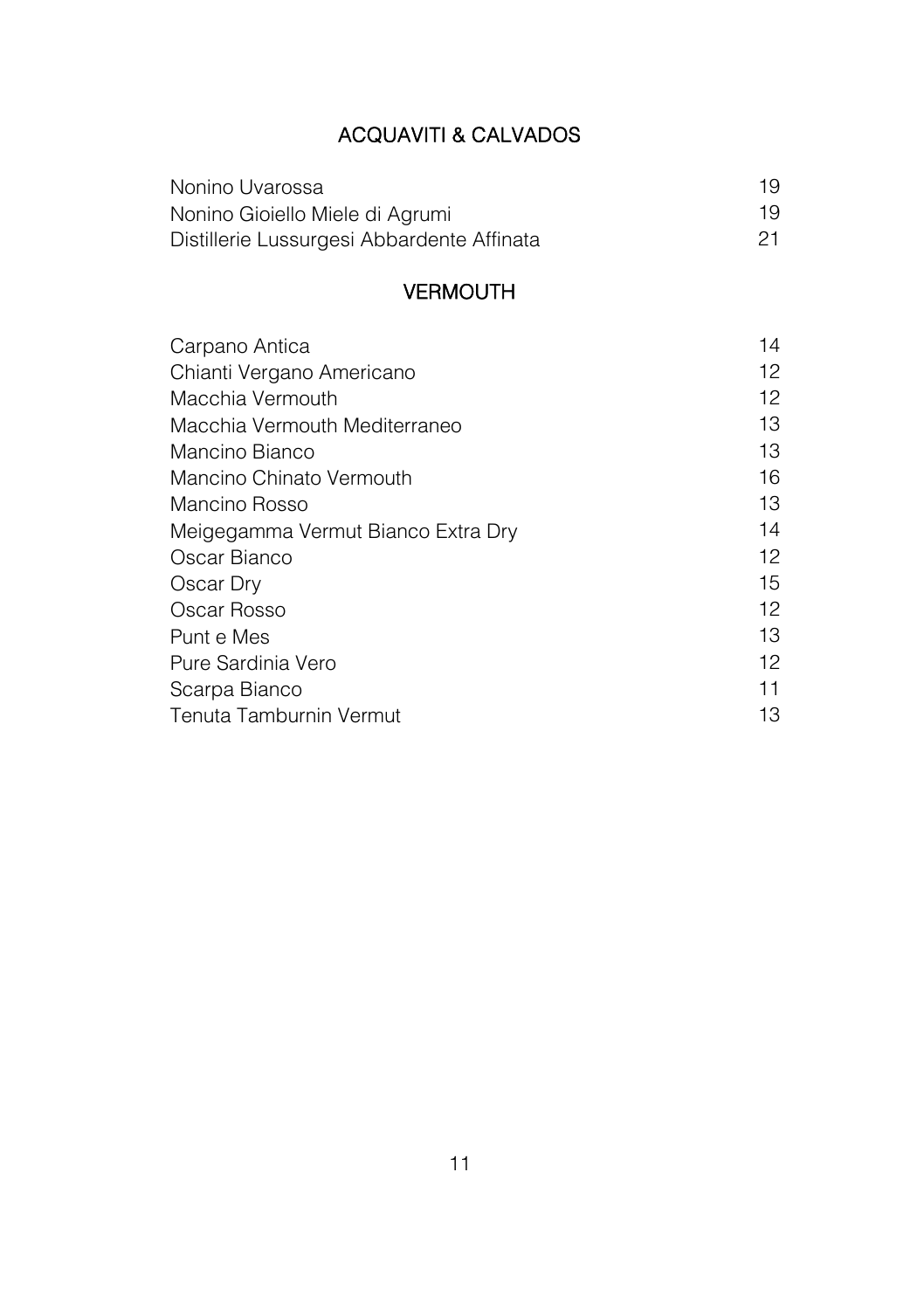## ACQUAVITI & CALVADOS

| | |
|---|---|
| Nonino Uvarossa | 19 |
| Nonino Gioiello Miele di Agrumi | 19 |
| Distillerie Lussurgesi Abbardente Affinata | 21 |

## VERMOUTH

| | |
|---|---|
| Carpano Antica | 14 |
| Chianti Vergano Americano | 12 |
| Macchia Vermouth | 12 |
| Macchia Vermouth Mediterraneo | 13 |
| Mancino Bianco | 13 |
| Mancino Chinato Vermouth | 16 |
| Mancino Rosso | 13 |
| Meigegamma Vermut Bianco Extra Dry | 14 |
| Oscar Bianco | 12 |
| Oscar Dry | 15 |
| Oscar Rosso | 12 |
| Punt e Mes | 13 |
| Pure Sardinia Vero | 12 |
| Scarpa Bianco | 11 |
| Tenuta Tamburnin Vermut | 13 |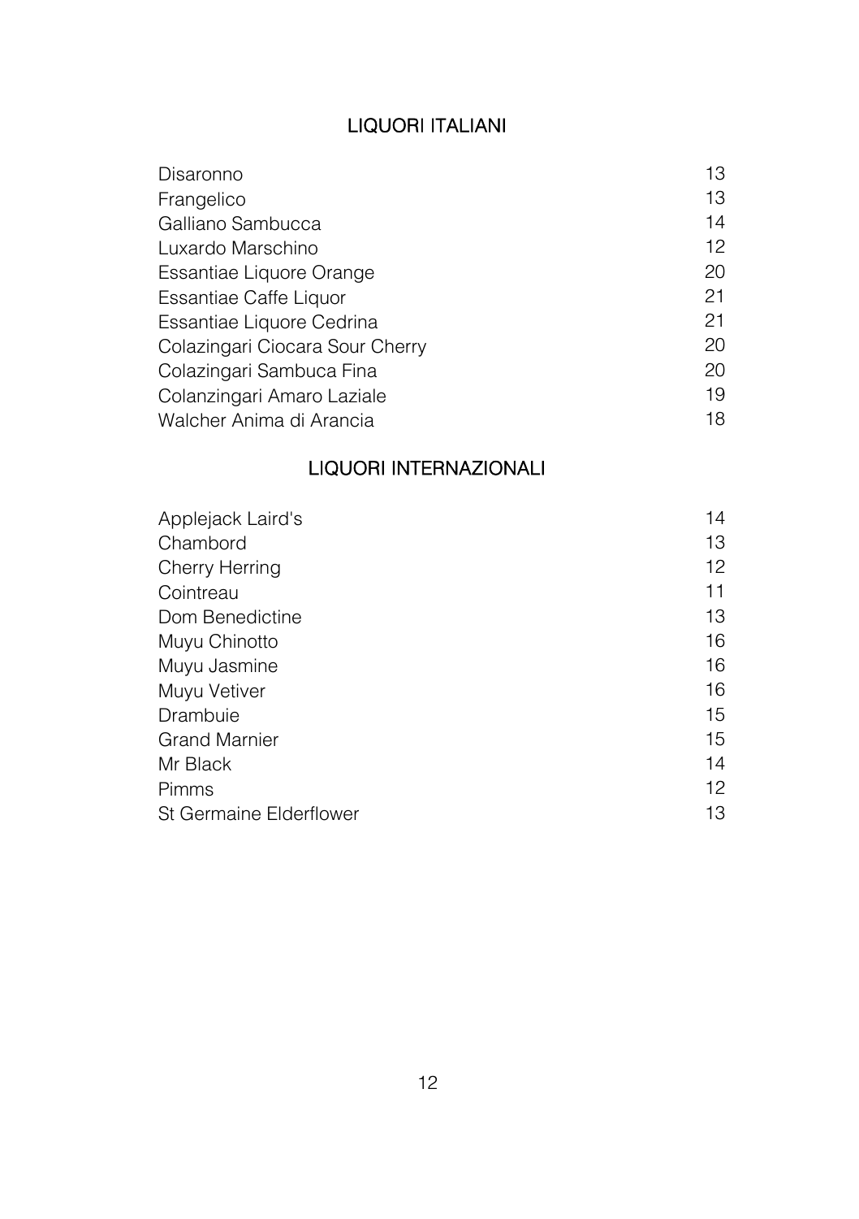## LIQUORI ITALIANI

| | |
|---|---|
| Disaronno | 13 |
| Frangelico | 13 |
| Galliano Sambucca | 14 |
| Luxardo Marschino | 12 |
| Essantiae Liquore Orange | 20 |
| Essantiae Caffe Liquor | 21 |
| Essantiae Liquore Cedrina | 21 |
| Colazingari Ciocara Sour Cherry | 20 |
| Colazingari Sambuca Fina | 20 |
| Colanzingari Amaro Laziale | 19 |
| Walcher Anima di Arancia | 18 |

## LIQUORI INTERNAZIONALI

| | |
|---|---|
| Applejack Laird's | 14 |
| Chambord | 13 |
| Cherry Herring | 12 |
| Cointreau | 11 |
| Dom Benedictine | 13 |
| Muyu Chinotto | 16 |
| Muyu Jasmine | 16 |
| Muyu Vetiver | 16 |
| Drambuie | 15 |
| Grand Marnier | 15 |
| Mr Black | 14 |
| Pimms | 12 |
| St Germaine Elderflower | 13 |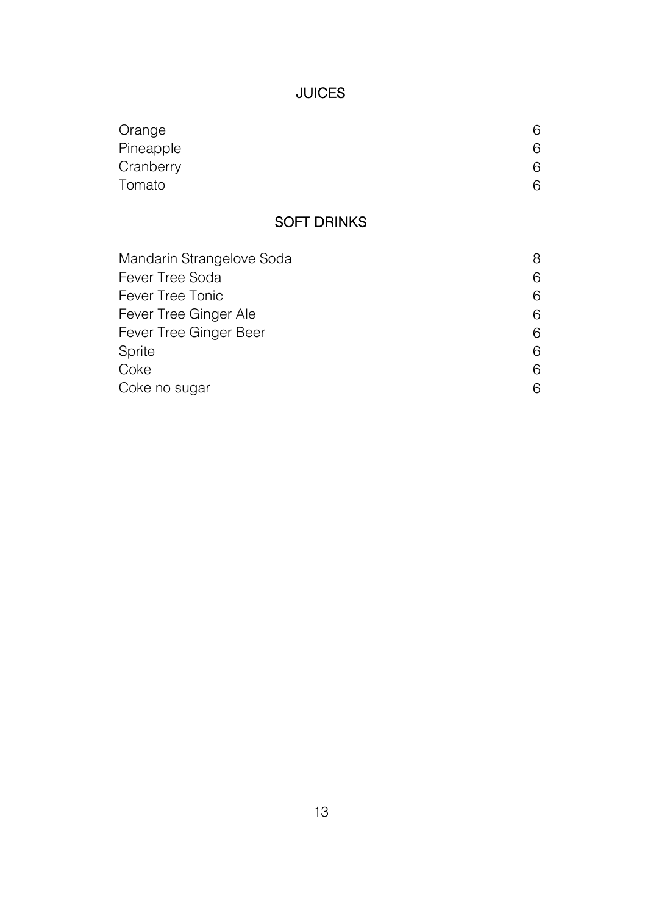## JUICES

| | |
|---|---|
| Orange | 6 |
| Pineapple | 6 |
| Cranberry | 6 |
| Tomato | 6 |

## SOFT DRINKS

| | |
|---|---|
| Mandarin Strangelove Soda | 8 |
| Fever Tree Soda | 6 |
| Fever Tree Tonic | 6 |
| Fever Tree Ginger Ale | 6 |
| Fever Tree Ginger Beer | 6 |
| Sprite | 6 |
| Coke | 6 |
| Coke no sugar | 6 |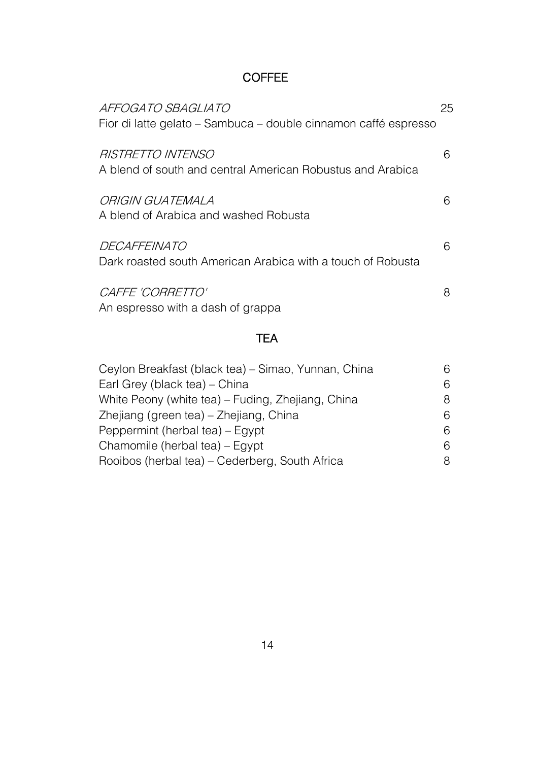## COFFEE

*AFFOGATO SBAGLIATO* 25
Fior di latte gelato – Sambuca – double cinnamon caffé espresso

*RISTRETTO INTENSO* 6
A blend of south and central American Robustus and Arabica

*ORIGIN GUATEMALA* 6
A blend of Arabica and washed Robusta

*DECAFFEINATO* 6
Dark roasted south American Arabica with a touch of Robusta

*CAFFE 'CORRETTO'* 8
An espresso with a dash of grappa

## TEA

| | |
|---|---|
| Ceylon Breakfast (black tea) – Simao, Yunnan, China | 6 |
| Earl Grey (black tea) – China | 6 |
| White Peony (white tea) – Fuding, Zhejiang, China | 8 |
| Zhejiang (green tea) – Zhejiang, China | 6 |
| Peppermint (herbal tea) – Egypt | 6 |
| Chamomile (herbal tea) – Egypt | 6 |
| Rooibos (herbal tea) – Cederberg, South Africa | 8 |